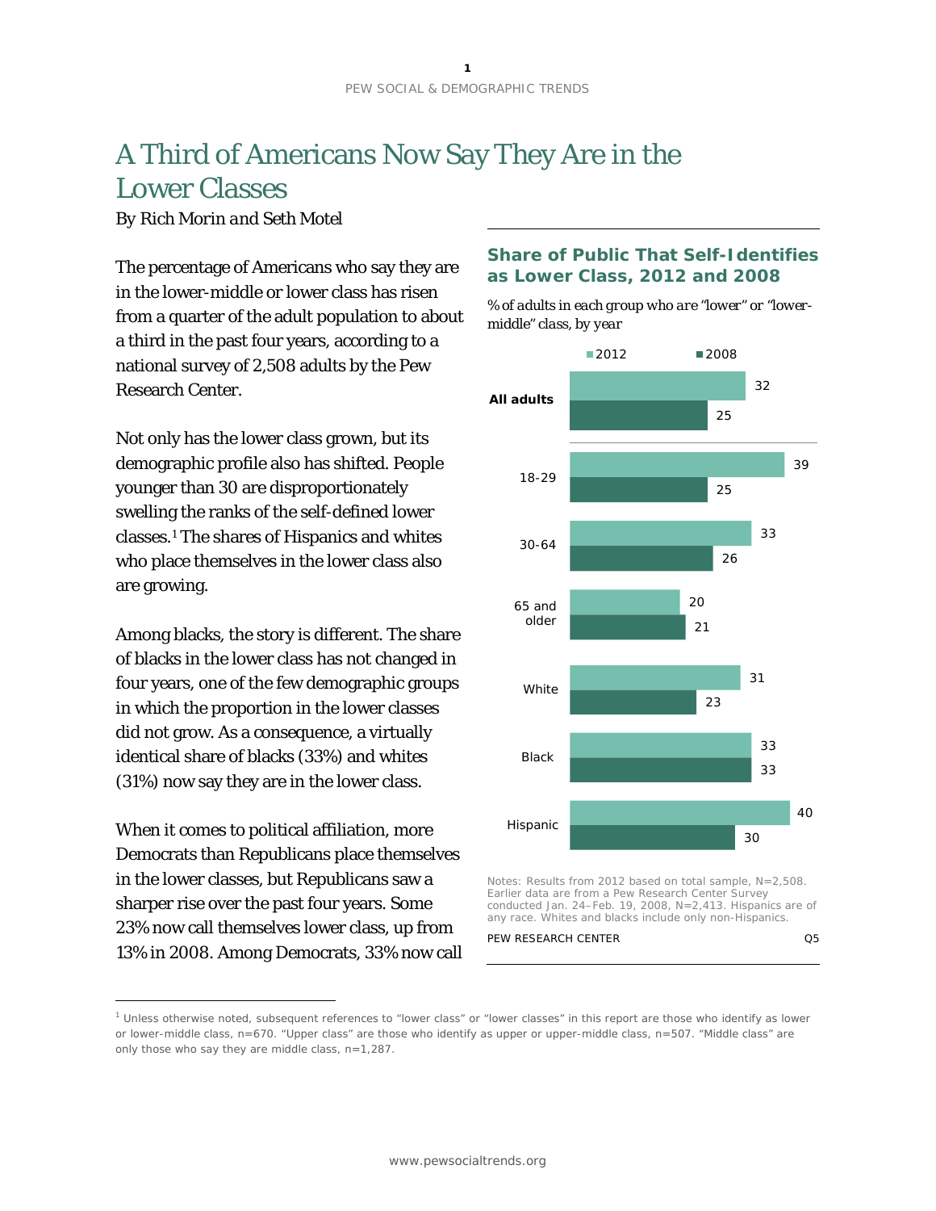# A Third of Americans Now Say They Are in the Lower Classes

*By Rich Morin and Seth Motel*

The percentage of Americans who say they are in the lower-middle or lower class has risen from a quarter of the adult population to about a third in the past four years, according to a national survey of 2,508 adults by the Pew Research Center.

Not only has the lower class grown, but its demographic profile also has shifted. People younger than 30 are disproportionately swelling the ranks of the self-defined lower classes.[1] The shares of Hispanics and whites who place themselves in the lower class also are growing.

Among blacks, the story is different. The share of blacks in the lower class has not changed in four years, one of the few demographic groups in which the proportion in the lower classes did not grow. As a consequence, a virtually identical share of blacks (33%) and whites (31%) now say they are in the lower class.

When it comes to political affiliation, more Democrats than Republicans place themselves in the lower classes, but Republicans saw a sharper rise over the past four years. Some 23% now call themselves lower class, up from 13% in 2008. Among Democrats, 33% now call

**Share of Public That Self-Identifies as Lower Class, 2012 and 2008**

*% of adults in each group who are "lower" or "lower-middle" class, by year*

| | 2012 | 2008 |
|---|---|---|
| **All adults** | 32 | 25 |
| 18-29 | 39 | 25 |
| 30-64 | 33 | 26 |
| 65 and older | 20 | 21 |
| White | 31 | 23 |
| Black | 33 | 33 |
| Hispanic | 40 | 30 |

Notes: Results from 2012 based on total sample, N=2,508. Earlier data are from a Pew Research Center Survey conducted Jan. 24–Feb. 19, 2008, N=2,413. Hispanics are of any race. Whites and blacks include only non-Hispanics.

PEW RESEARCH CENTER Q5

---

[1] Unless otherwise noted, subsequent references to "lower class" or "lower classes" in this report are those who identify as lower or lower-middle class, n=670. "Upper class" are those who identify as upper or upper-middle class, n=507. "Middle class" are only those who say they are middle class, n=1,287.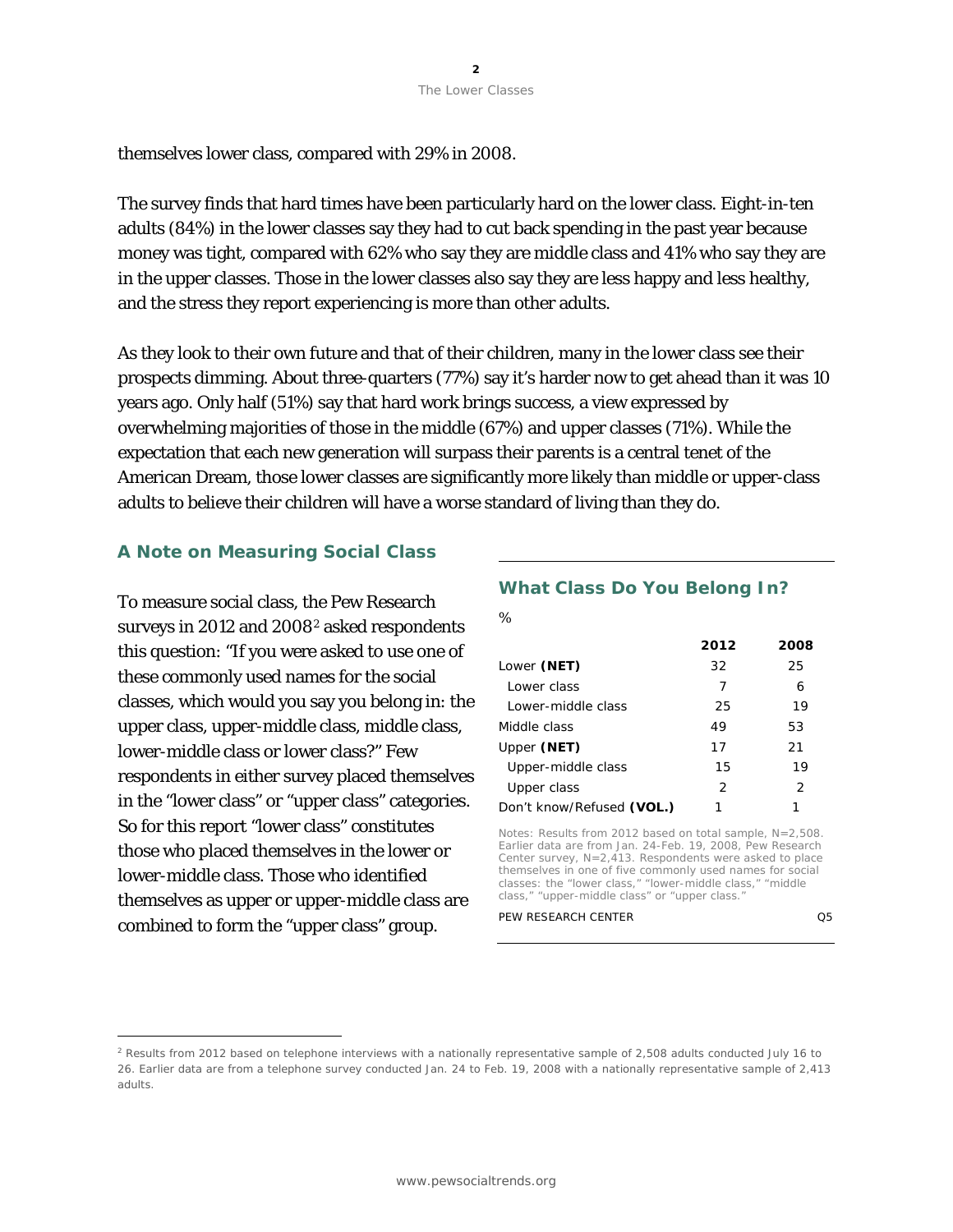themselves lower class, compared with 29% in 2008.

The survey finds that hard times have been particularly hard on the lower class. Eight-in-ten adults (84%) in the lower classes say they had to cut back spending in the past year because money was tight, compared with 62% who say they are middle class and 41% who say they are in the upper classes. Those in the lower classes also say they are less happy and less healthy, and the stress they report experiencing is more than other adults.

As they look to their own future and that of their children, many in the lower class see their prospects dimming. About three-quarters (77%) say it's harder now to get ahead than it was 10 years ago. Only half (51%) say that hard work brings success, a view expressed by overwhelming majorities of those in the middle (67%) and upper classes (71%). While the expectation that each new generation will surpass their parents is a central tenet of the American Dream, those lower classes are significantly more likely than middle or upper-class adults to believe their children will have a worse standard of living than they do.

## A Note on Measuring Social Class

To measure social class, the Pew Research surveys in 2012 and 2008[2] asked respondents this question: "If you were asked to use one of these commonly used names for the social classes, which would you say you belong in: the upper class, upper-middle class, middle class, lower-middle class or lower class?" Few respondents in either survey placed themselves in the "lower class" or "upper class" categories. So for this report "lower class" constitutes those who placed themselves in the lower or lower-middle class. Those who identified themselves as upper or upper-middle class are combined to form the "upper class" group.

### What Class Do You Belong In?

%

| | 2012 | 2008 |
|---|---|---|
| Lower **(NET)** | 32 | 25 |
| Lower class | 7 | 6 |
| Lower-middle class | 25 | 19 |
| Middle class | 49 | 53 |
| Upper **(NET)** | 17 | 21 |
| Upper-middle class | 15 | 19 |
| Upper class | 2 | 2 |
| Don't know/Refused **(VOL.)** | 1 | 1 |

Notes: Results from 2012 based on total sample, N=2,508. Earlier data are from Jan. 24-Feb. 19, 2008, Pew Research Center survey, N=2,413. Respondents were asked to place themselves in one of five commonly used names for social classes: the "lower class," "lower-middle class," "middle class," "upper-middle class" or "upper class."

PEW RESEARCH CENTER Q5

[2] Results from 2012 based on telephone interviews with a nationally representative sample of 2,508 adults conducted July 16 to 26. Earlier data are from a telephone survey conducted Jan. 24 to Feb. 19, 2008 with a nationally representative sample of 2,413 adults.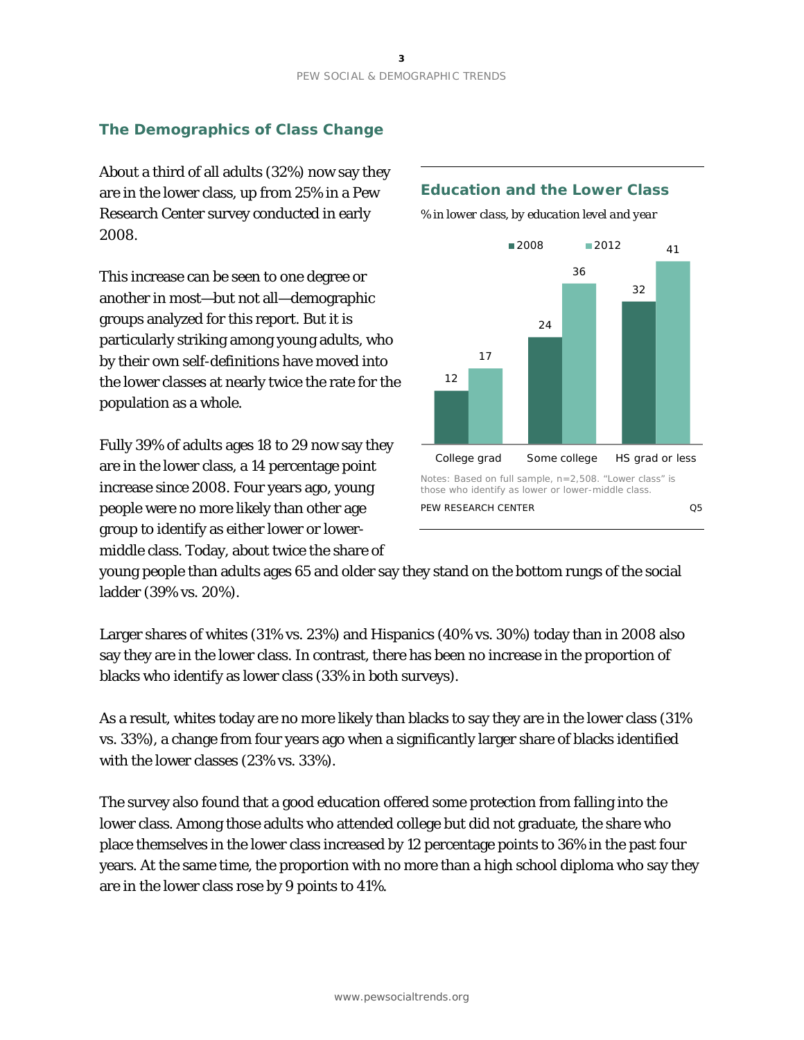## The Demographics of Class Change

About a third of all adults (32%) now say they are in the lower class, up from 25% in a Pew Research Center survey conducted in early 2008.

This increase can be seen to one degree or another in most—but not all—demographic groups analyzed for this report. But it is particularly striking among young adults, who by their own self-definitions have moved into the lower classes at nearly twice the rate for the population as a whole.

Fully 39% of adults ages 18 to 29 now say they are in the lower class, a 14 percentage point increase since 2008. Four years ago, young people were no more likely than other age group to identify as either lower or lower-middle class. Today, about twice the share of young people than adults ages 65 and older say they stand on the bottom rungs of the social ladder (39% vs. 20%).

### Education and the Lower Class

*% in lower class, by education level and year*

| | 2008 | 2012 |
|---|---|---|
| College grad | 12 | 17 |
| Some college | 24 | 36 |
| HS grad or less | 32 | 41 |

Notes: Based on full sample, n=2,508. "Lower class" is those who identify as lower or lower-middle class.

PEW RESEARCH CENTER Q5

Larger shares of whites (31% vs. 23%) and Hispanics (40% vs. 30%) today than in 2008 also say they are in the lower class. In contrast, there has been no increase in the proportion of blacks who identify as lower class (33% in both surveys).

As a result, whites today are no more likely than blacks to say they are in the lower class (31% vs. 33%), a change from four years ago when a significantly larger share of blacks identified with the lower classes (23% vs. 33%).

The survey also found that a good education offered some protection from falling into the lower class. Among those adults who attended college but did not graduate, the share who place themselves in the lower class increased by 12 percentage points to 36% in the past four years. At the same time, the proportion with no more than a high school diploma who say they are in the lower class rose by 9 points to 41%.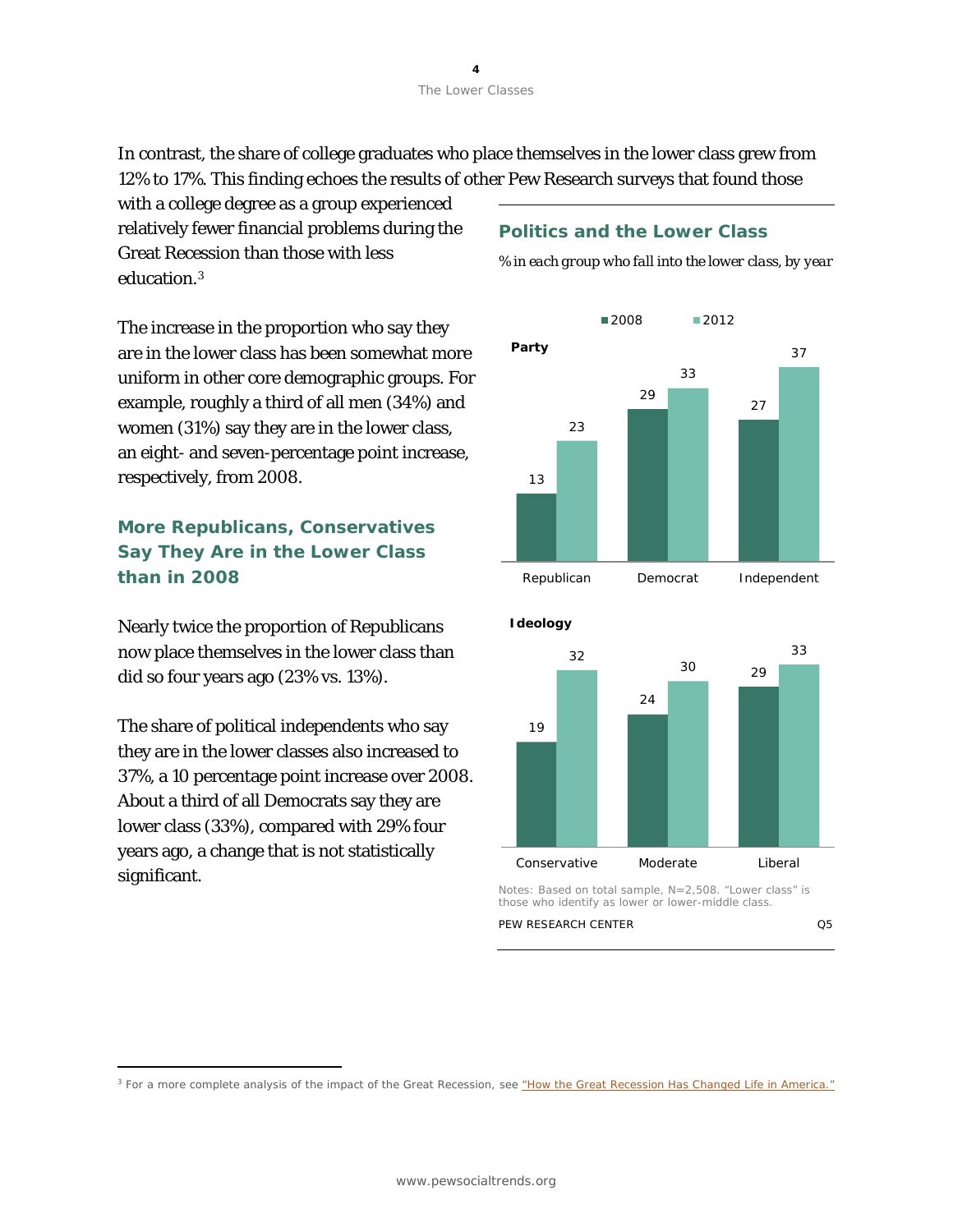In contrast, the share of college graduates who place themselves in the lower class grew from 12% to 17%. This finding echoes the results of other Pew Research surveys that found those with a college degree as a group experienced relatively fewer financial problems during the Great Recession than those with less education.[3]

The increase in the proportion who say they are in the lower class has been somewhat more uniform in other core demographic groups. For example, roughly a third of all men (34%) and women (31%) say they are in the lower class, an eight- and seven-percentage point increase, respectively, from 2008.

## More Republicans, Conservatives Say They Are in the Lower Class than in 2008

Nearly twice the proportion of Republicans now place themselves in the lower class than did so four years ago (23% vs. 13%).

The share of political independents who say they are in the lower classes also increased to 37%, a 10 percentage point increase over 2008. About a third of all Democrats say they are lower class (33%), compared with 29% four years ago, a change that is not statistically significant.

### Politics and the Lower Class

*% in each group who fall into the lower class, by year*

**Party**

| | 2008 | 2012 |
|---|---|---|
| Republican | 13 | 23 |
| Democrat | 29 | 33 |
| Independent | 27 | 37 |

**Ideology**

| | 2008 | 2012 |
|---|---|---|
| Conservative | 19 | 32 |
| Moderate | 24 | 30 |
| Liberal | 29 | 33 |

Notes: Based on total sample, N=2,508. "Lower class" is those who identify as lower or lower-middle class.

PEW RESEARCH CENTER Q5

[3] For a more complete analysis of the impact of the Great Recession, see "How the Great Recession Has Changed Life in America."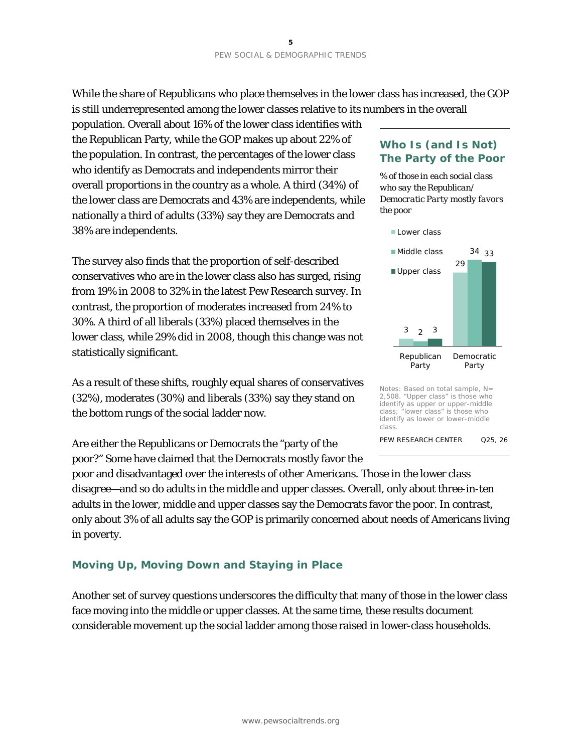While the share of Republicans who place themselves in the lower class has increased, the GOP is still underrepresented among the lower classes relative to its numbers in the overall population. Overall about 16% of the lower class identifies with the Republican Party, while the GOP makes up about 22% of the population. In contrast, the percentages of the lower class who identify as Democrats and independents mirror their overall proportions in the country as a whole. A third (34%) of the lower class are Democrats and 43% are independents, while nationally a third of adults (33%) say they are Democrats and 38% are independents.

The survey also finds that the proportion of self-described conservatives who are in the lower class also has surged, rising from 19% in 2008 to 32% in the latest Pew Research survey. In contrast, the proportion of moderates increased from 24% to 30%. A third of all liberals (33%) placed themselves in the lower class, while 29% did in 2008, though this change was not statistically significant.

As a result of these shifts, roughly equal shares of conservatives (32%), moderates (30%) and liberals (33%) say they stand on the bottom rungs of the social ladder now.

Are either the Republicans or Democrats the "party of the poor?" Some have claimed that the Democrats mostly favor the poor and disadvantaged over the interests of other Americans. Those in the lower class disagree—and so do adults in the middle and upper classes. Overall, only about three-in-ten adults in the lower, middle and upper classes say the Democrats favor the poor. In contrast, only about 3% of all adults say the GOP is primarily concerned about needs of Americans living in poverty.

### Who Is (and Is Not) The Party of the Poor

*% of those in each social class who say the Republican/ Democratic Party mostly favors the poor*

| | Lower class | Middle class | Upper class |
|---|---|---|---|
| Republican Party | 3 | 2 | 3 |
| Democratic Party | 29 | 34 | 33 |

Notes: Based on total sample, N= 2,508. "Upper class" is those who identify as upper or upper-middle class; "lower class" is those who identify as lower or lower-middle class.

PEW RESEARCH CENTER Q25, 26

## Moving Up, Moving Down and Staying in Place

Another set of survey questions underscores the difficulty that many of those in the lower class face moving into the middle or upper classes. At the same time, these results document considerable movement up the social ladder among those raised in lower-class households.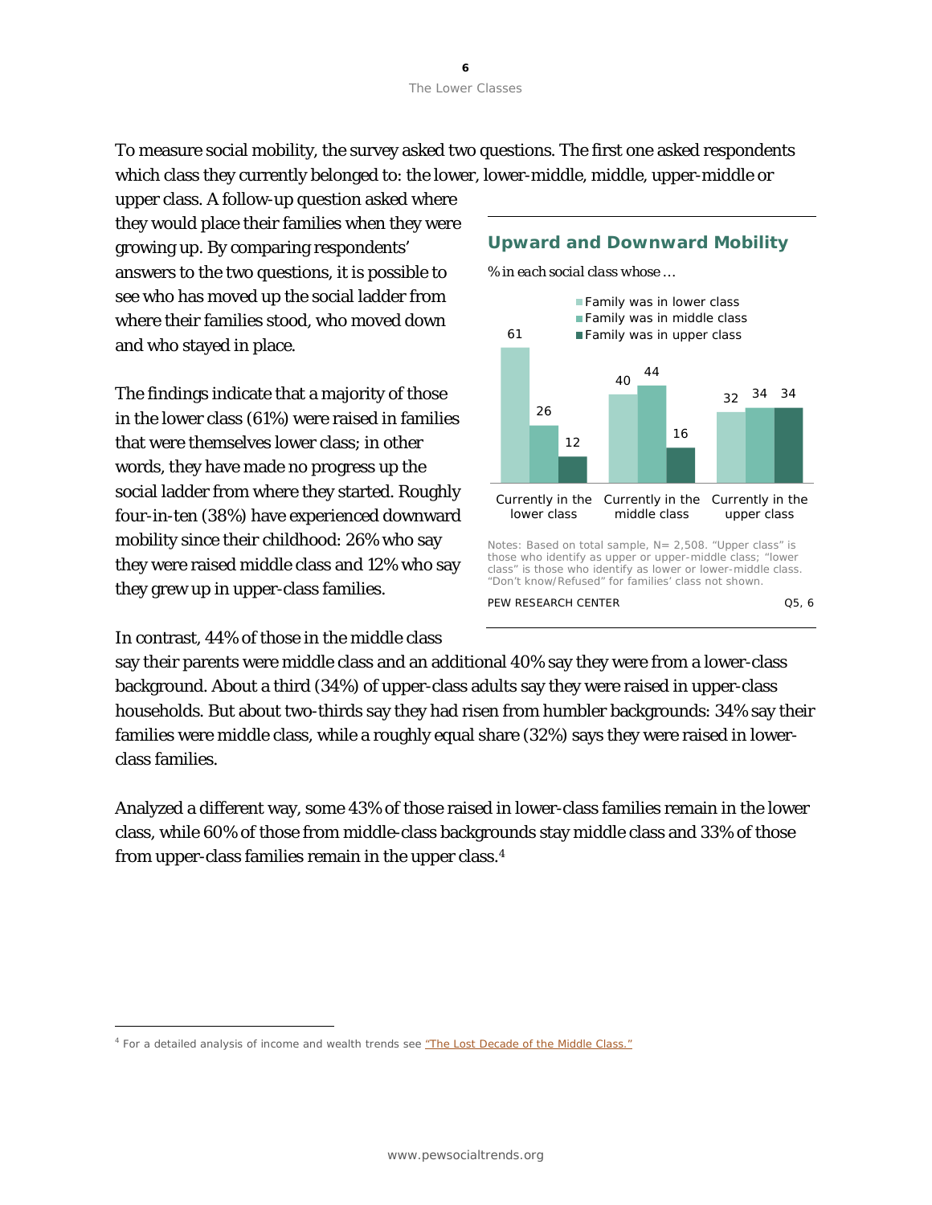To measure social mobility, the survey asked two questions. The first one asked respondents which class they currently belonged to: the lower, lower-middle, middle, upper-middle or upper class. A follow-up question asked where they would place their families when they were growing up. By comparing respondents' answers to the two questions, it is possible to see who has moved up the social ladder from where their families stood, who moved down and who stayed in place.

The findings indicate that a majority of those in the lower class (61%) were raised in families that were themselves lower class; in other words, they have made no progress up the social ladder from where they started. Roughly four-in-ten (38%) have experienced downward mobility since their childhood: 26% who say they were raised middle class and 12% who say they grew up in upper-class families.

### Upward and Downward Mobility

*% in each social class whose …*

| | Family was in lower class | Family was in middle class | Family was in upper class |
|---|---|---|---|
| Currently in the lower class | 61 | 26 | 12 |
| Currently in the middle class | 40 | 44 | 16 |
| Currently in the upper class | 32 | 34 | 34 |

Notes: Based on total sample, N= 2,508. "Upper class" is those who identify as upper or upper-middle class; "lower class" is those who identify as lower or lower-middle class. "Don't know/Refused" for families' class not shown.

PEW RESEARCH CENTER Q5, 6

In contrast, 44% of those in the middle class say their parents were middle class and an additional 40% say they were from a lower-class background. About a third (34%) of upper-class adults say they were raised in upper-class households. But about two-thirds say they had risen from humbler backgrounds: 34% say their families were middle class, while a roughly equal share (32%) says they were raised in lower-class families.

Analyzed a different way, some 43% of those raised in lower-class families remain in the lower class, while 60% of those from middle-class backgrounds stay middle class and 33% of those from upper-class families remain in the upper class.[4]

[4] For a detailed analysis of income and wealth trends see "The Lost Decade of the Middle Class."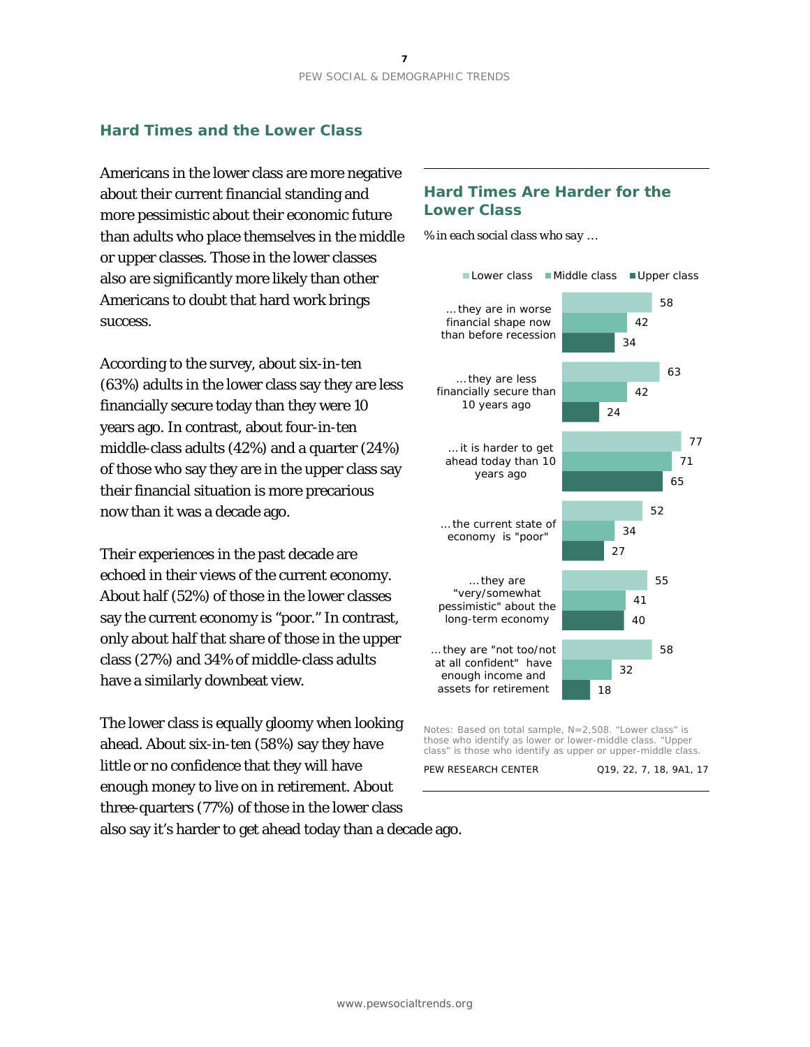## Hard Times and the Lower Class

Americans in the lower class are more negative about their current financial standing and more pessimistic about their economic future than adults who place themselves in the middle or upper classes. Those in the lower classes also are significantly more likely than other Americans to doubt that hard work brings success.

According to the survey, about six-in-ten (63%) adults in the lower class say they are less financially secure today than they were 10 years ago. In contrast, about four-in-ten middle-class adults (42%) and a quarter (24%) of those who say they are in the upper class say their financial situation is more precarious now than it was a decade ago.

Their experiences in the past decade are echoed in their views of the current economy. About half (52%) of those in the lower classes say the current economy is "poor." In contrast, only about half that share of those in the upper class (27%) and 34% of middle-class adults have a similarly downbeat view.

The lower class is equally gloomy when looking ahead. About six-in-ten (58%) say they have little or no confidence that they will have enough money to live on in retirement. About three-quarters (77%) of those in the lower class also say it's harder to get ahead today than a decade ago.

### Hard Times Are Harder for the Lower Class

*% in each social class who say …*

| | Lower class | Middle class | Upper class |
|---|---|---|---|
| … they are in worse financial shape now than before recession | 58 | 42 | 34 |
| … they are less financially secure than 10 years ago | 63 | 42 | 24 |
| … it is harder to get ahead today than 10 years ago | 77 | 71 | 65 |
| … the current state of economy is "poor" | 52 | 34 | 27 |
| … they are "very/somewhat pessimistic" about the long-term economy | 55 | 41 | 40 |
| … they are "not too/not at all confident" have enough income and assets for retirement | 58 | 32 | 18 |

Notes: Based on total sample, N=2,508. "Lower class" is those who identify as lower or lower-middle class. "Upper class" is those who identify as upper or upper-middle class.

PEW RESEARCH CENTER Q19, 22, 7, 18, 9A1, 17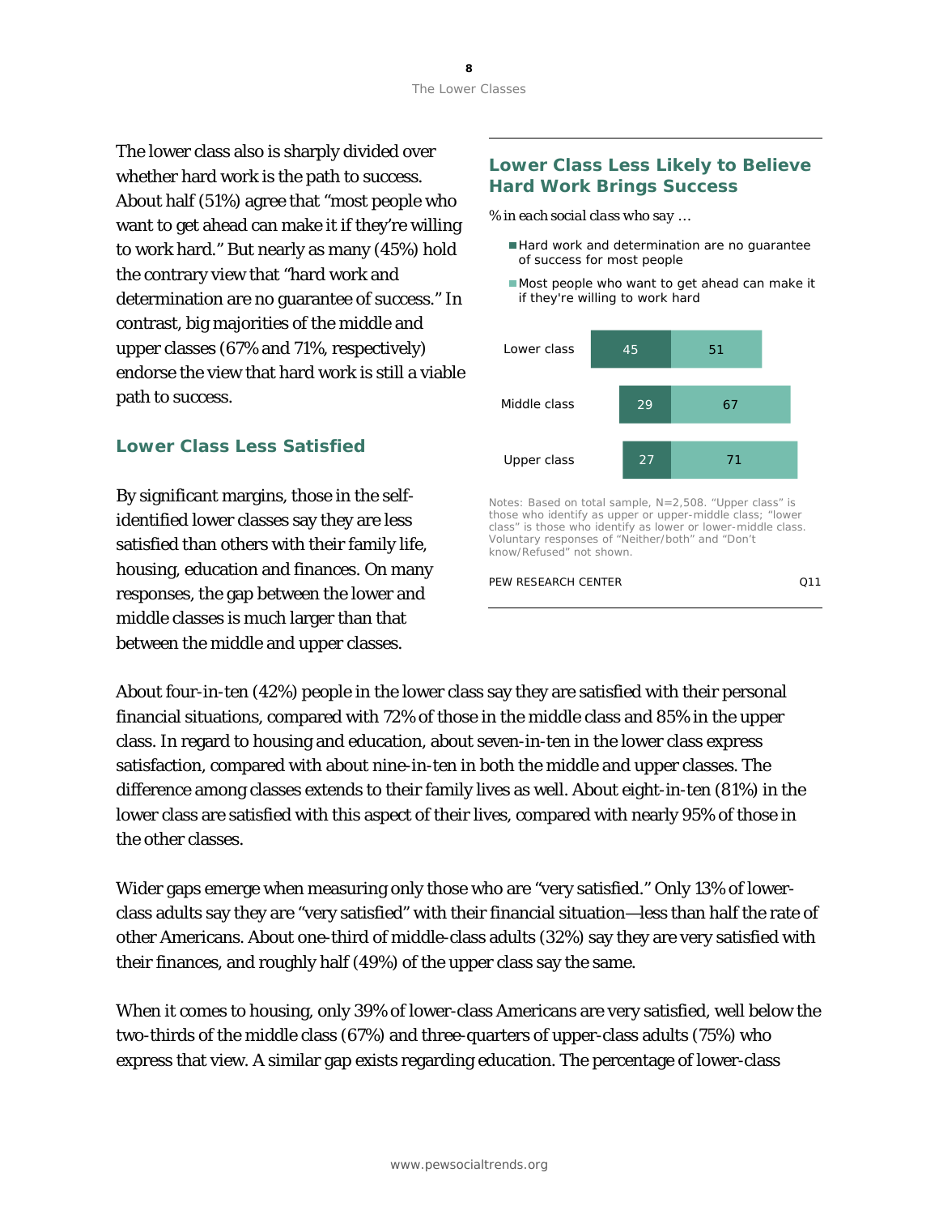The lower class also is sharply divided over whether hard work is the path to success. About half (51%) agree that "most people who want to get ahead can make it if they're willing to work hard." But nearly as many (45%) hold the contrary view that "hard work and determination are no guarantee of success." In contrast, big majorities of the middle and upper classes (67% and 71%, respectively) endorse the view that hard work is still a viable path to success.

### Lower Class Less Likely to Believe Hard Work Brings Success

*% in each social class who say …*

| | Hard work and determination are no guarantee of success for most people | Most people who want to get ahead can make it if they're willing to work hard |
|---|---|---|
| Lower class | 45 | 51 |
| Middle class | 29 | 67 |
| Upper class | 27 | 71 |

Notes: Based on total sample, N=2,508. "Upper class" is those who identify as upper or upper-middle class; "lower class" is those who identify as lower or lower-middle class. Voluntary responses of "Neither/both" and "Don't know/Refused" not shown.

PEW RESEARCH CENTER Q11

## Lower Class Less Satisfied

By significant margins, those in the self-identified lower classes say they are less satisfied than others with their family life, housing, education and finances. On many responses, the gap between the lower and middle classes is much larger than that between the middle and upper classes.

About four-in-ten (42%) people in the lower class say they are satisfied with their personal financial situations, compared with 72% of those in the middle class and 85% in the upper class. In regard to housing and education, about seven-in-ten in the lower class express satisfaction, compared with about nine-in-ten in both the middle and upper classes. The difference among classes extends to their family lives as well. About eight-in-ten (81%) in the lower class are satisfied with this aspect of their lives, compared with nearly 95% of those in the other classes.

Wider gaps emerge when measuring only those who are "very satisfied." Only 13% of lower-class adults say they are "very satisfied" with their financial situation—less than half the rate of other Americans. About one-third of middle-class adults (32%) say they are very satisfied with their finances, and roughly half (49%) of the upper class say the same.

When it comes to housing, only 39% of lower-class Americans are very satisfied, well below the two-thirds of the middle class (67%) and three-quarters of upper-class adults (75%) who express that view. A similar gap exists regarding education. The percentage of lower-class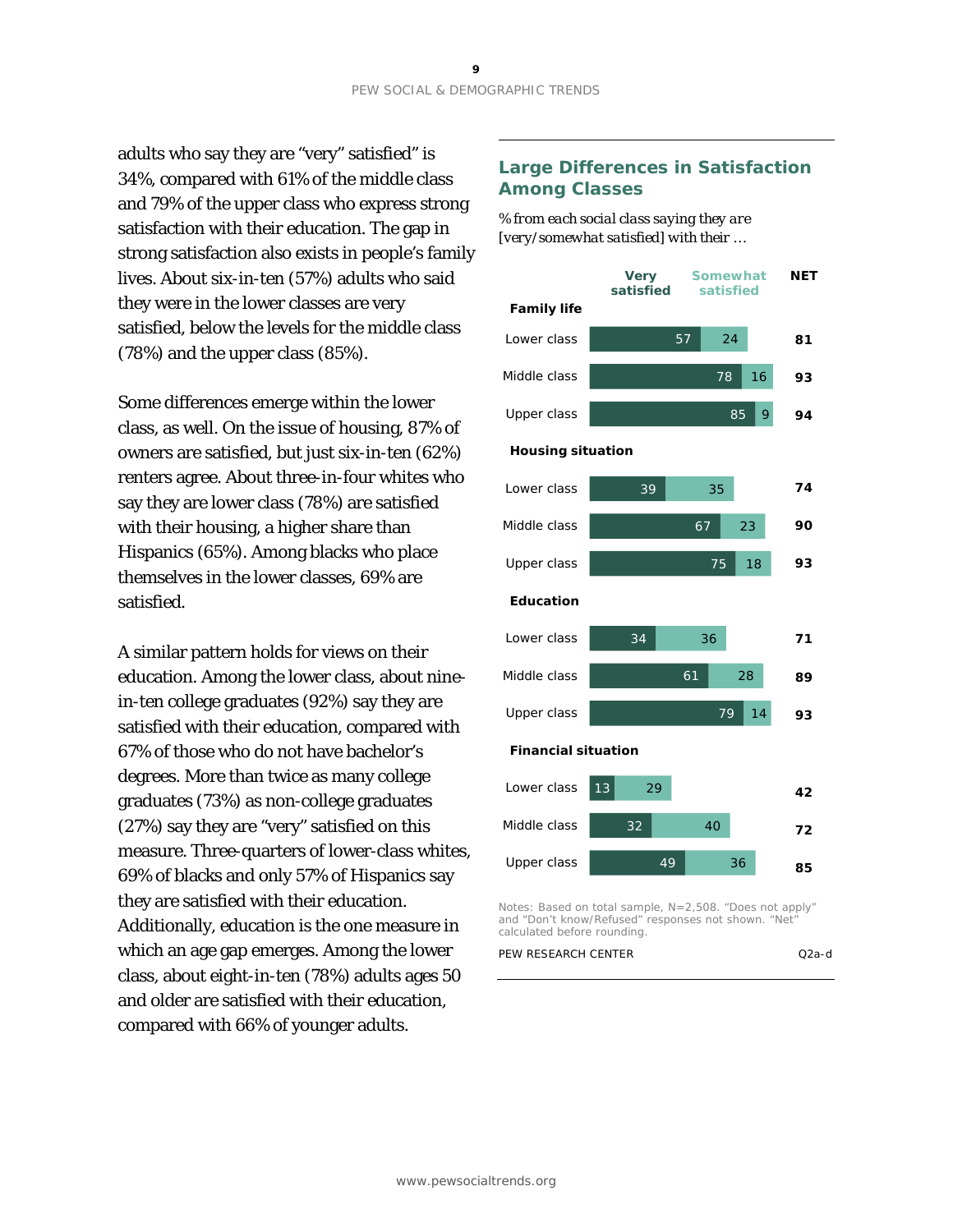adults who say they are "very" satisfied" is 34%, compared with 61% of the middle class and 79% of the upper class who express strong satisfaction with their education. The gap in strong satisfaction also exists in people's family lives. About six-in-ten (57%) adults who said they were in the lower classes are very satisfied, below the levels for the middle class (78%) and the upper class (85%).

Some differences emerge within the lower class, as well. On the issue of housing, 87% of owners are satisfied, but just six-in-ten (62%) renters agree. About three-in-four whites who say they are lower class (78%) are satisfied with their housing, a higher share than Hispanics (65%). Among blacks who place themselves in the lower classes, 69% are satisfied.

A similar pattern holds for views on their education. Among the lower class, about nine-in-ten college graduates (92%) say they are satisfied with their education, compared with 67% of those who do not have bachelor's degrees. More than twice as many college graduates (73%) as non-college graduates (27%) say they are "very" satisfied on this measure. Three-quarters of lower-class whites, 69% of blacks and only 57% of Hispanics say they are satisfied with their education. Additionally, education is the one measure in which an age gap emerges. Among the lower class, about eight-in-ten (78%) adults ages 50 and older are satisfied with their education, compared with 66% of younger adults.

## Large Differences in Satisfaction Among Classes

*% from each social class saying they are [very/somewhat satisfied] with their …*

| | Very satisfied | Somewhat satisfied | NET |
|---|---|---|---|
| **Family life** | | | |
| Lower class | 57 | 24 | 81 |
| Middle class | 78 | 16 | 93 |
| Upper class | 85 | 9 | 94 |
| **Housing situation** | | | |
| Lower class | 39 | 35 | 74 |
| Middle class | 67 | 23 | 90 |
| Upper class | 75 | 18 | 93 |
| **Education** | | | |
| Lower class | 34 | 36 | 71 |
| Middle class | 61 | 28 | 89 |
| Upper class | 79 | 14 | 93 |
| **Financial situation** | | | |
| Lower class | 13 | 29 | 42 |
| Middle class | 32 | 40 | 72 |
| Upper class | 49 | 36 | 85 |

Notes: Based on total sample, N=2,508. "Does not apply" and "Don't know/Refused" responses not shown. "Net" calculated before rounding.

PEW RESEARCH CENTER Q2a-d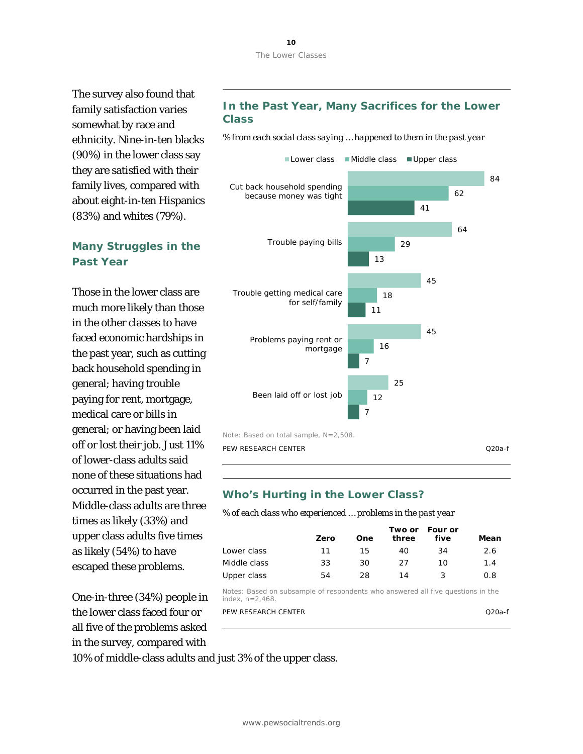The survey also found that family satisfaction varies somewhat by race and ethnicity. Nine-in-ten blacks (90%) in the lower class say they are satisfied with their family lives, compared with about eight-in-ten Hispanics (83%) and whites (79%).

## Many Struggles in the Past Year

Those in the lower class are much more likely than those in the other classes to have faced economic hardships in the past year, such as cutting back household spending in general; having trouble paying for rent, mortgage, medical care or bills in general; or having been laid off or lost their job. Just 11% of lower-class adults said none of these situations had occurred in the past year. Middle-class adults are three times as likely (33%) and upper class adults five times as likely (54%) to have escaped these problems.

One-in-three (34%) people in the lower class faced four or all five of the problems asked in the survey, compared with 10% of middle-class adults and just 3% of the upper class.

### In the Past Year, Many Sacrifices for the Lower Class

*% from each social class saying … happened to them in the past year*

| | Lower class | Middle class | Upper class |
|---|---|---|---|
| Cut back household spending because money was tight | 84 | 62 | 41 |
| Trouble paying bills | 64 | 29 | 13 |
| Trouble getting medical care for self/family | 45 | 18 | 11 |
| Problems paying rent or mortgage | 45 | 16 | 7 |
| Been laid off or lost job | 25 | 12 | 7 |

Note: Based on total sample, N=2,508.

PEW RESEARCH CENTER Q20a-f

### Who's Hurting in the Lower Class?

*% of each class who experienced … problems in the past year*

| | Zero | One | Two or three | Four or five | Mean |
|---|---|---|---|---|---|
| Lower class | 11 | 15 | 40 | 34 | 2.6 |
| Middle class | 33 | 30 | 27 | 10 | 1.4 |
| Upper class | 54 | 28 | 14 | 3 | 0.8 |

Notes: Based on subsample of respondents who answered all five questions in the index, n=2,468.

PEW RESEARCH CENTER Q20a-f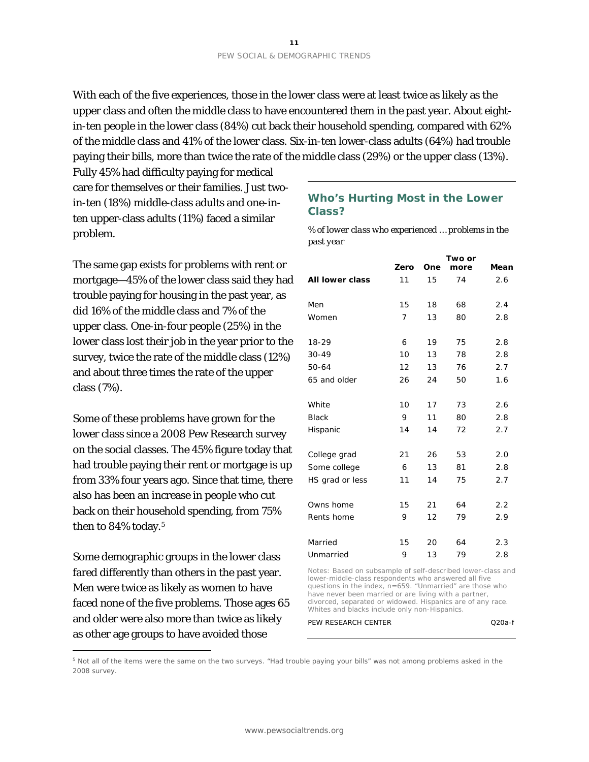With each of the five experiences, those in the lower class were at least twice as likely as the upper class and often the middle class to have encountered them in the past year. About eight-in-ten people in the lower class (84%) cut back their household spending, compared with 62% of the middle class and 41% of the lower class. Six-in-ten lower-class adults (64%) had trouble paying their bills, more than twice the rate of the middle class (29%) or the upper class (13%). Fully 45% had difficulty paying for medical care for themselves or their families. Just two-in-ten (18%) middle-class adults and one-in-ten upper-class adults (11%) faced a similar problem.

The same gap exists for problems with rent or mortgage—45% of the lower class said they had trouble paying for housing in the past year, as did 16% of the middle class and 7% of the upper class. One-in-four people (25%) in the lower class lost their job in the year prior to the survey, twice the rate of the middle class (12%) and about three times the rate of the upper class (7%).

Some of these problems have grown for the lower class since a 2008 Pew Research survey on the social classes. The 45% figure today that had trouble paying their rent or mortgage is up from 33% four years ago. Since that time, there also has been an increase in people who cut back on their household spending, from 75% then to 84% today.[5]

Some demographic groups in the lower class fared differently than others in the past year. Men were twice as likely as women to have faced none of the five problems. Those ages 65 and older were also more than twice as likely as other age groups to have avoided those

### Who's Hurting Most in the Lower Class?

*% of lower class who experienced … problems in the past year*

| | Zero | One | Two or more | Mean |
|---|---|---|---|---|
| **All lower class** | 11 | 15 | 74 | 2.6 |
| Men | 15 | 18 | 68 | 2.4 |
| Women | 7 | 13 | 80 | 2.8 |
| 18-29 | 6 | 19 | 75 | 2.8 |
| 30-49 | 10 | 13 | 78 | 2.8 |
| 50-64 | 12 | 13 | 76 | 2.7 |
| 65 and older | 26 | 24 | 50 | 1.6 |
| White | 10 | 17 | 73 | 2.6 |
| Black | 9 | 11 | 80 | 2.8 |
| Hispanic | 14 | 14 | 72 | 2.7 |
| College grad | 21 | 26 | 53 | 2.0 |
| Some college | 6 | 13 | 81 | 2.8 |
| HS grad or less | 11 | 14 | 75 | 2.7 |
| Owns home | 15 | 21 | 64 | 2.2 |
| Rents home | 9 | 12 | 79 | 2.9 |
| Married | 15 | 20 | 64 | 2.3 |
| Unmarried | 9 | 13 | 79 | 2.8 |

Notes: Based on subsample of self-described lower-class and lower-middle-class respondents who answered all five questions in the index, n=659. "Unmarried" are those who have never been married or are living with a partner, divorced, separated or widowed. Hispanics are of any race. Whites and blacks include only non-Hispanics.

PEW RESEARCH CENTER Q20a-f

[5] Not all of the items were the same on the two surveys. "Had trouble paying your bills" was not among problems asked in the 2008 survey.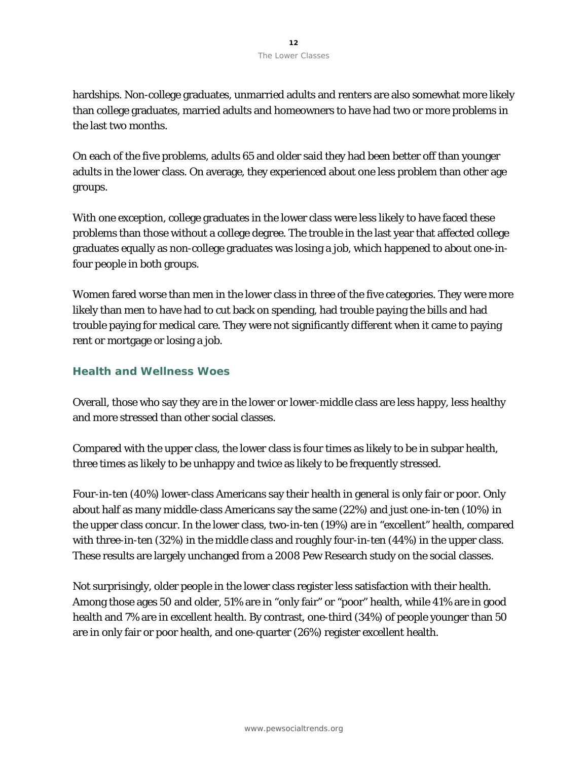hardships. Non-college graduates, unmarried adults and renters are also somewhat more likely than college graduates, married adults and homeowners to have had two or more problems in the last two months.

On each of the five problems, adults 65 and older said they had been better off than younger adults in the lower class. On average, they experienced about one less problem than other age groups.

With one exception, college graduates in the lower class were less likely to have faced these problems than those without a college degree. The trouble in the last year that affected college graduates equally as non-college graduates was losing a job, which happened to about one-in-four people in both groups.

Women fared worse than men in the lower class in three of the five categories. They were more likely than men to have had to cut back on spending, had trouble paying the bills and had trouble paying for medical care. They were not significantly different when it came to paying rent or mortgage or losing a job.

## Health and Wellness Woes

Overall, those who say they are in the lower or lower-middle class are less happy, less healthy and more stressed than other social classes.

Compared with the upper class, the lower class is four times as likely to be in subpar health, three times as likely to be unhappy and twice as likely to be frequently stressed.

Four-in-ten (40%) lower-class Americans say their health in general is only fair or poor. Only about half as many middle-class Americans say the same (22%) and just one-in-ten (10%) in the upper class concur. In the lower class, two-in-ten (19%) are in "excellent" health, compared with three-in-ten (32%) in the middle class and roughly four-in-ten (44%) in the upper class. These results are largely unchanged from a 2008 Pew Research study on the social classes.

Not surprisingly, older people in the lower class register less satisfaction with their health. Among those ages 50 and older, 51% are in "only fair" or "poor" health, while 41% are in good health and 7% are in excellent health. By contrast, one-third (34%) of people younger than 50 are in only fair or poor health, and one-quarter (26%) register excellent health.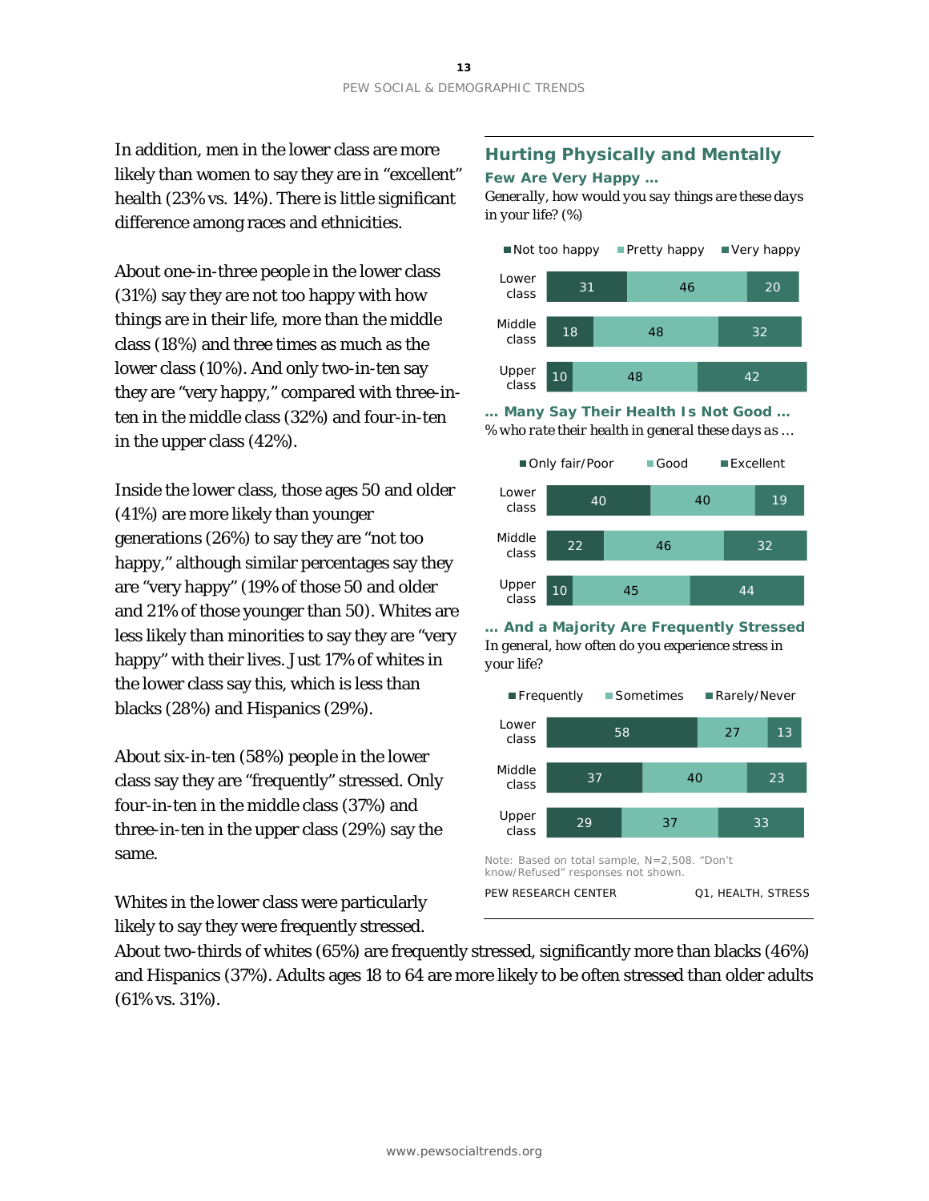In addition, men in the lower class are more likely than women to say they are in "excellent" health (23% vs. 14%). There is little significant difference among races and ethnicities.

About one-in-three people in the lower class (31%) say they are not too happy with how things are in their life, more than the middle class (18%) and three times as much as the lower class (10%). And only two-in-ten say they are "very happy," compared with three-in-ten in the middle class (32%) and four-in-ten in the upper class (42%).

Inside the lower class, those ages 50 and older (41%) are more likely than younger generations (26%) to say they are "not too happy," although similar percentages say they are "very happy" (19% of those 50 and older and 21% of those younger than 50). Whites are less likely than minorities to say they are "very happy" with their lives. Just 17% of whites in the lower class say this, which is less than blacks (28%) and Hispanics (29%).

About six-in-ten (58%) people in the lower class say they are "frequently" stressed. Only four-in-ten in the middle class (37%) and three-in-ten in the upper class (29%) say the same.

Whites in the lower class were particularly likely to say they were frequently stressed. About two-thirds of whites (65%) are frequently stressed, significantly more than blacks (46%) and Hispanics (37%). Adults ages 18 to 64 are more likely to be often stressed than older adults (61% vs. 31%).

## Hurting Physically and Mentally

### Few Are Very Happy …

*Generally, how would you say things are these days in your life? (%)*

| | Not too happy | Pretty happy | Very happy |
|---|---|---|---|
| Lower class | 31 | 46 | 20 |
| Middle class | 18 | 48 | 32 |
| Upper class | 10 | 48 | 42 |

### … Many Say Their Health Is Not Good …

*% who rate their health in general these days as …*

| | Only fair/Poor | Good | Excellent |
|---|---|---|---|
| Lower class | 40 | 40 | 19 |
| Middle class | 22 | 46 | 32 |
| Upper class | 10 | 45 | 44 |

### … And a Majority Are Frequently Stressed

*In general, how often do you experience stress in your life?*

| | Frequently | Sometimes | Rarely/Never |
|---|---|---|---|
| Lower class | 58 | 27 | 13 |
| Middle class | 37 | 40 | 23 |
| Upper class | 29 | 37 | 33 |

Note: Based on total sample, N=2,508. "Don't know/Refused" responses not shown.

PEW RESEARCH CENTER Q1, HEALTH, STRESS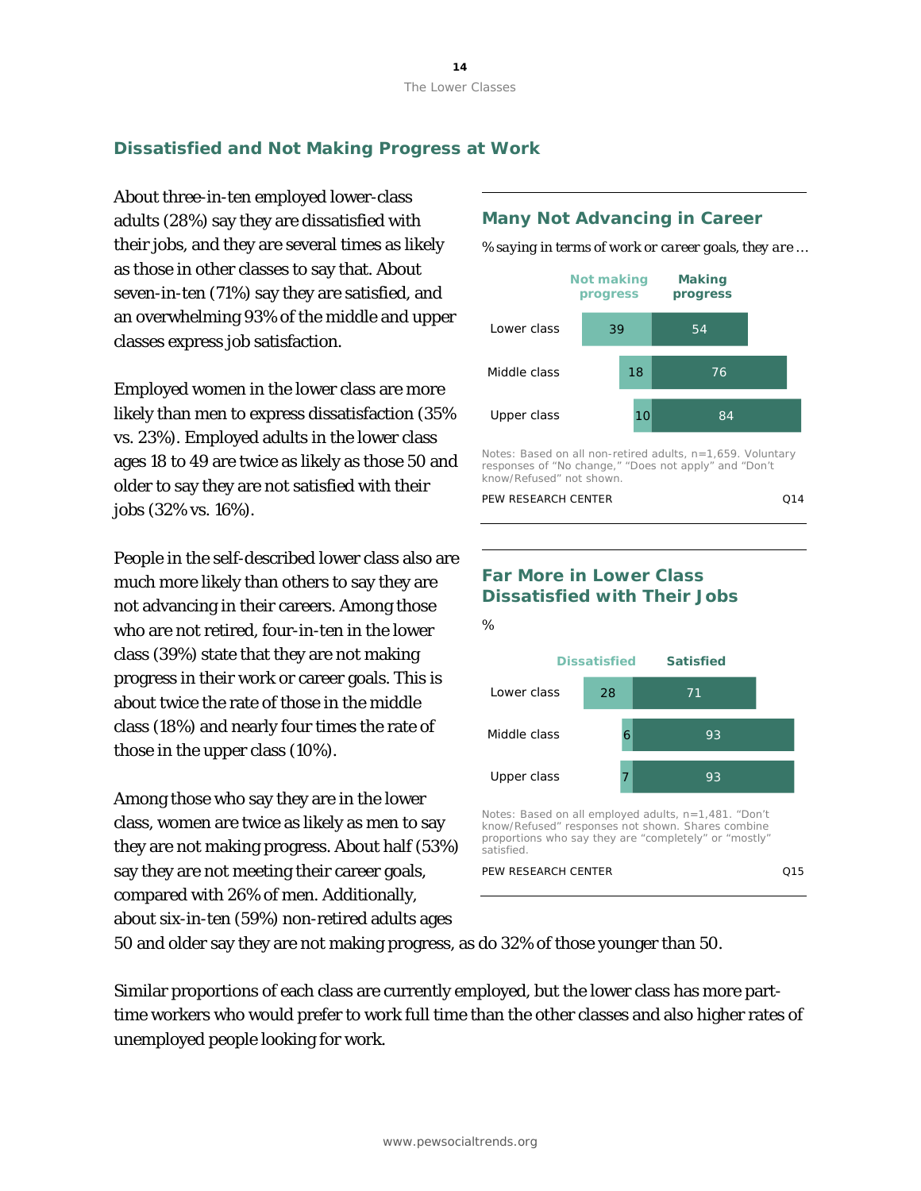## Dissatisfied and Not Making Progress at Work

About three-in-ten employed lower-class adults (28%) say they are dissatisfied with their jobs, and they are several times as likely as those in other classes to say that. About seven-in-ten (71%) say they are satisfied, and an overwhelming 93% of the middle and upper classes express job satisfaction.

Employed women in the lower class are more likely than men to express dissatisfaction (35% vs. 23%). Employed adults in the lower class ages 18 to 49 are twice as likely as those 50 and older to say they are not satisfied with their jobs (32% vs. 16%).

People in the self-described lower class also are much more likely than others to say they are not advancing in their careers. Among those who are not retired, four-in-ten in the lower class (39%) state that they are not making progress in their work or career goals. This is about twice the rate of those in the middle class (18%) and nearly four times the rate of those in the upper class (10%).

Among those who say they are in the lower class, women are twice as likely as men to say they are not making progress. About half (53%) say they are not meeting their career goals, compared with 26% of men. Additionally, about six-in-ten (59%) non-retired adults ages 50 and older say they are not making progress, as do 32% of those younger than 50.

Similar proportions of each class are currently employed, but the lower class has more part-time workers who would prefer to work full time than the other classes and also higher rates of unemployed people looking for work.

### Many Not Advancing in Career

*% saying in terms of work or career goals, they are …*

| | Not making progress | Making progress |
|---|---|---|
| Lower class | 39 | 54 |
| Middle class | 18 | 76 |
| Upper class | 10 | 84 |

Notes: Based on all non-retired adults, n=1,659. Voluntary responses of "No change," "Does not apply" and "Don't know/Refused" not shown.

PEW RESEARCH CENTER Q14

### Far More in Lower Class Dissatisfied with Their Jobs

%

| | Dissatisfied | Satisfied |
|---|---|---|
| Lower class | 28 | 71 |
| Middle class | 6 | 93 |
| Upper class | 7 | 93 |

Notes: Based on all employed adults, n=1,481. "Don't know/Refused" responses not shown. Shares combine proportions who say they are "completely" or "mostly" satisfied.

PEW RESEARCH CENTER Q15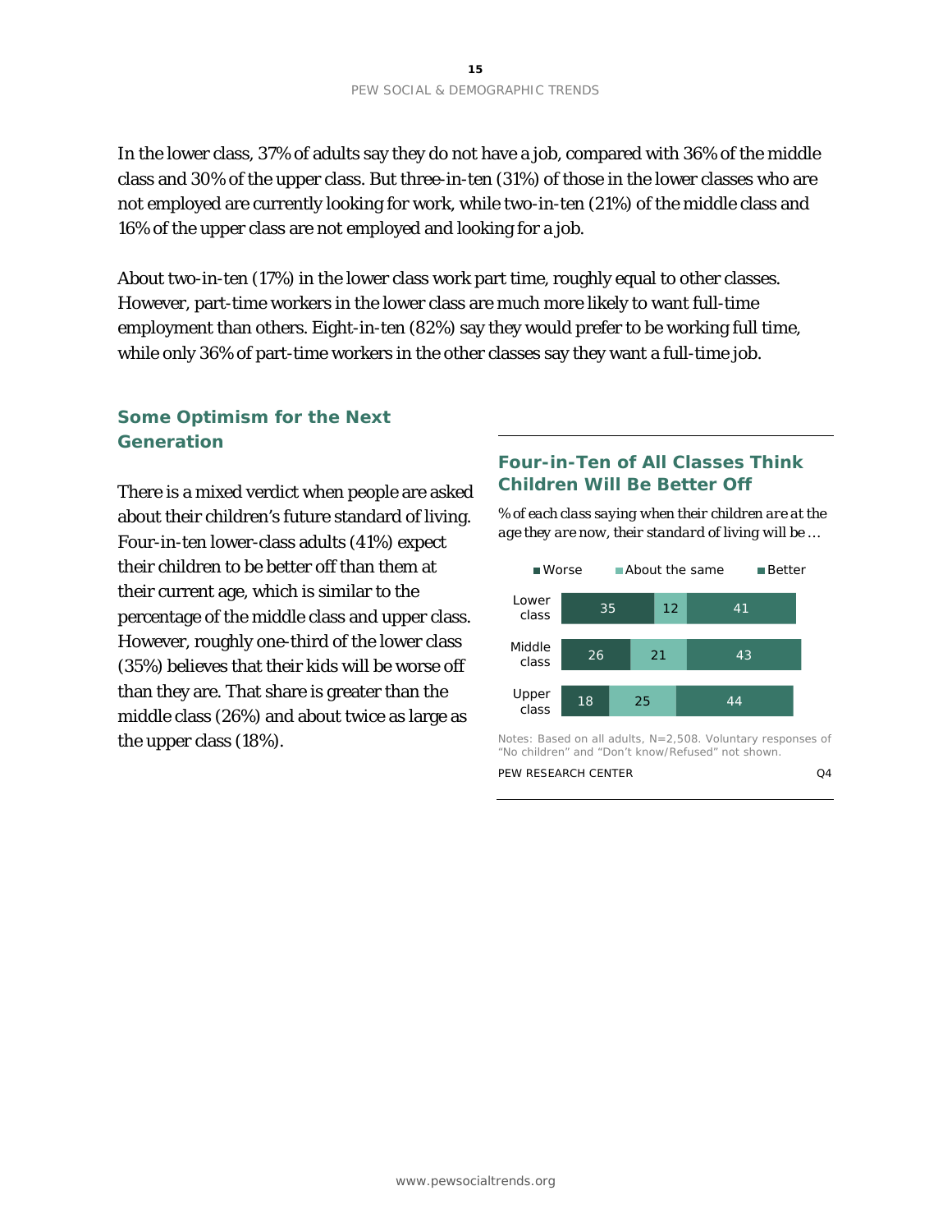In the lower class, 37% of adults say they do not have a job, compared with 36% of the middle class and 30% of the upper class. But three-in-ten (31%) of those in the lower classes who are not employed are currently looking for work, while two-in-ten (21%) of the middle class and 16% of the upper class are not employed and looking for a job.

About two-in-ten (17%) in the lower class work part time, roughly equal to other classes. However, part-time workers in the lower class are much more likely to want full-time employment than others. Eight-in-ten (82%) say they would prefer to be working full time, while only 36% of part-time workers in the other classes say they want a full-time job.

## Some Optimism for the Next Generation

There is a mixed verdict when people are asked about their children's future standard of living. Four-in-ten lower-class adults (41%) expect their children to be better off than them at their current age, which is similar to the percentage of the middle class and upper class. However, roughly one-third of the lower class (35%) believes that their kids will be worse off than they are. That share is greater than the middle class (26%) and about twice as large as the upper class (18%).

### Four-in-Ten of All Classes Think Children Will Be Better Off

*% of each class saying when their children are at the age they are now, their standard of living will be ...*

| | Worse | About the same | Better |
|---|---|---|---|
| Lower class | 35 | 12 | 41 |
| Middle class | 26 | 21 | 43 |
| Upper class | 18 | 25 | 44 |

Notes: Based on all adults, N=2,508. Voluntary responses of "No children" and "Don't know/Refused" not shown.

PEW RESEARCH CENTER Q4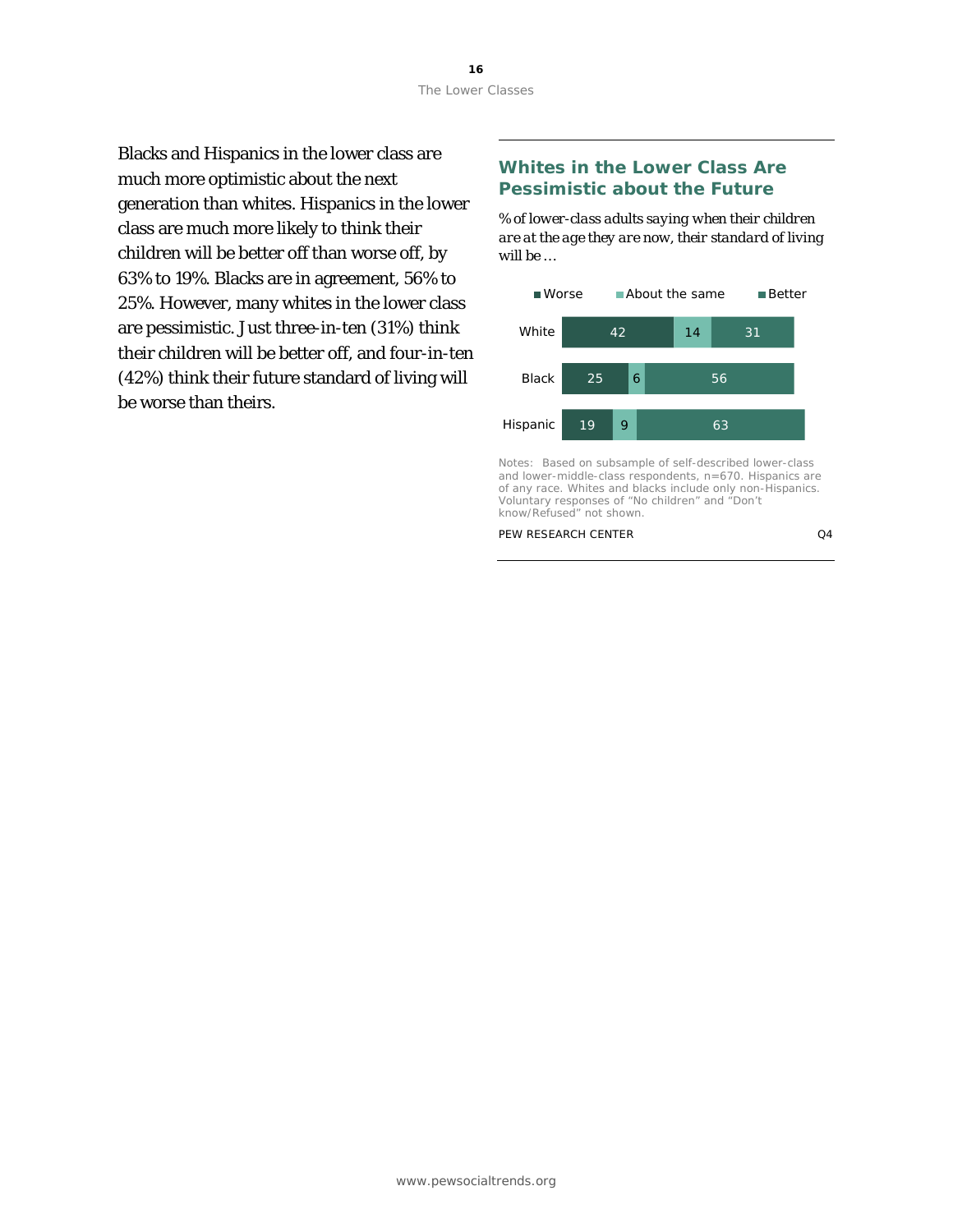Blacks and Hispanics in the lower class are much more optimistic about the next generation than whites. Hispanics in the lower class are much more likely to think their children will be better off than worse off, by 63% to 19%. Blacks are in agreement, 56% to 25%. However, many whites in the lower class are pessimistic. Just three-in-ten (31%) think their children will be better off, and four-in-ten (42%) think their future standard of living will be worse than theirs.

## Whites in the Lower Class Are Pessimistic about the Future

*% of lower-class adults saying when their children are at the age they are now, their standard of living will be …*

Worse
About the same
Better

White 42 14 31
Black 25 6 56
Hispanic 19 9 63

Notes: Based on subsample of self-described lower-class and lower-middle-class respondents, n=670. Hispanics are of any race. Whites and blacks include only non-Hispanics. Voluntary responses of “No children” and “Don’t know/Refused” not shown.

PEW RESEARCH CENTER Q4